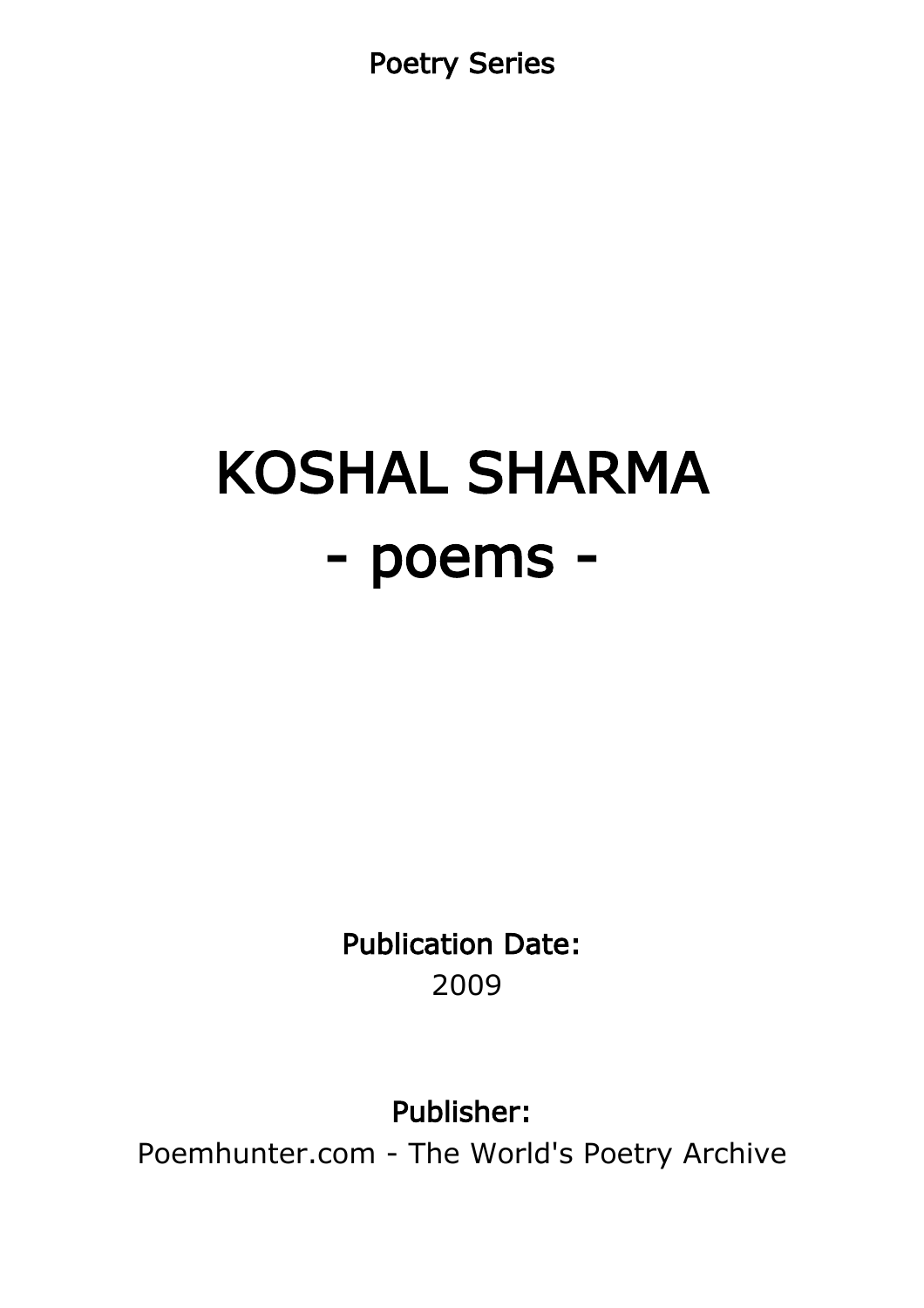Poetry Series

# KOSHAL SHARMA
# - poems -

**Publication Date:**
2009

**Publisher:**
Poemhunter.com - The World's Poetry Archive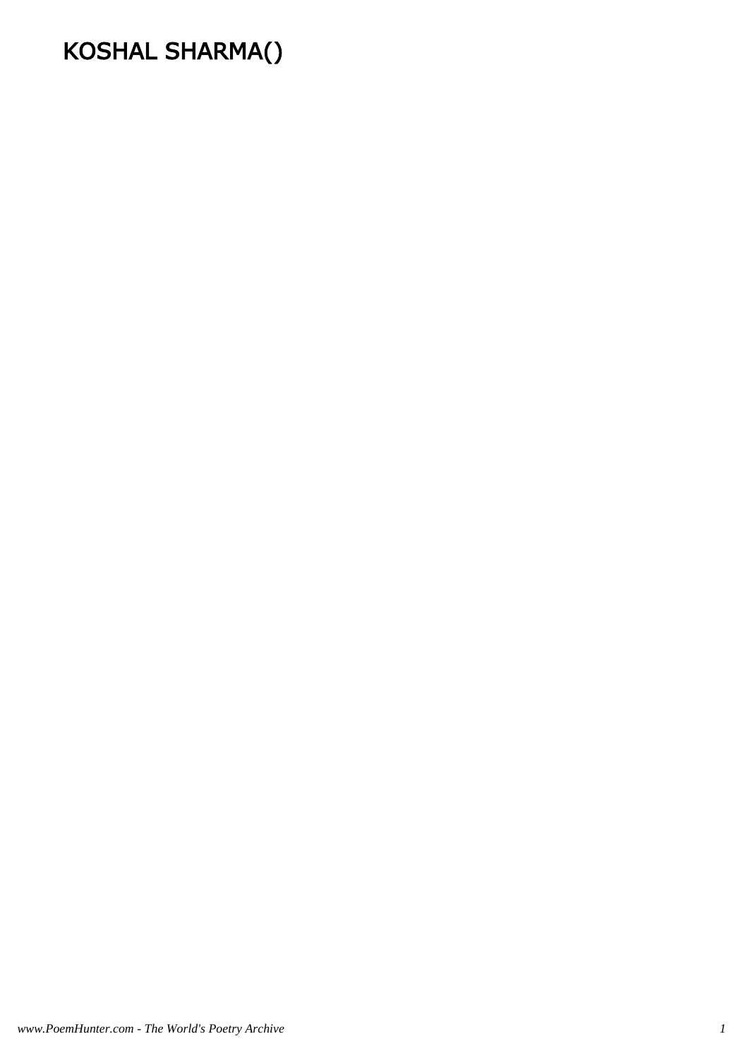# KOSHAL SHARMA()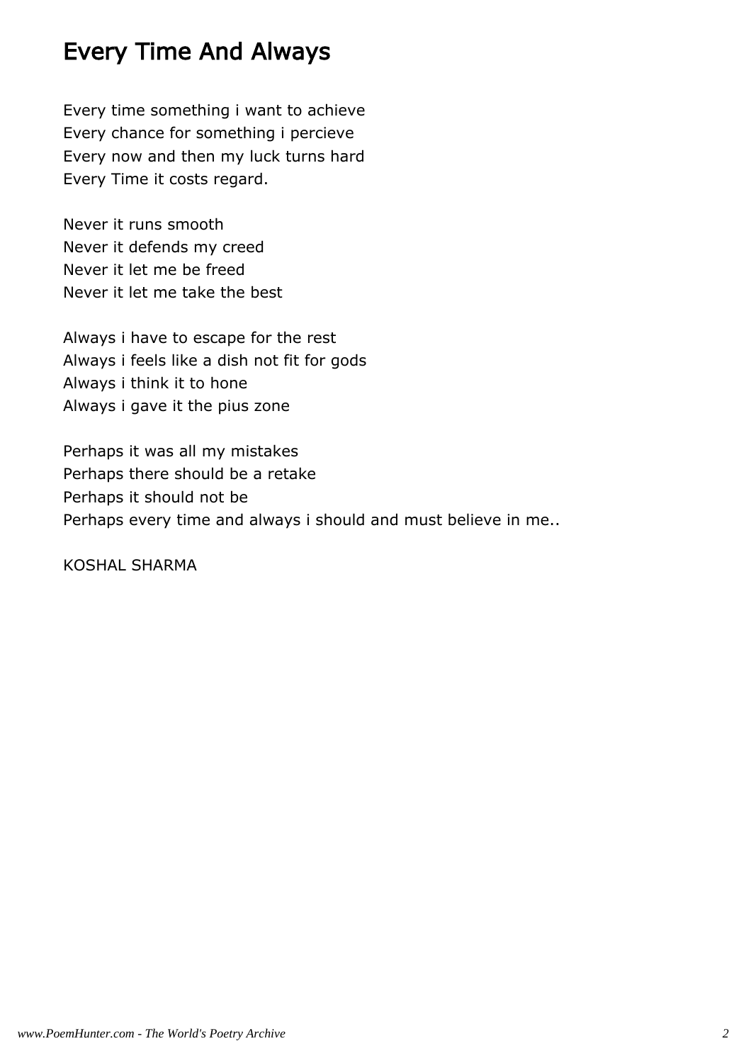# Every Time And Always

Every time something i want to achieve
Every chance for something i percieve
Every now and then my luck turns hard
Every Time it costs regard.

Never it runs smooth
Never it defends my creed
Never it let me be freed
Never it let me take the best

Always i have to escape for the rest
Always i feels like a dish not fit for gods
Always i think it to hone
Always i gave it the pius zone

Perhaps it was all my mistakes
Perhaps there should be a retake
Perhaps it should not be
Perhaps every time and always i should and must believe in me..

KOSHAL SHARMA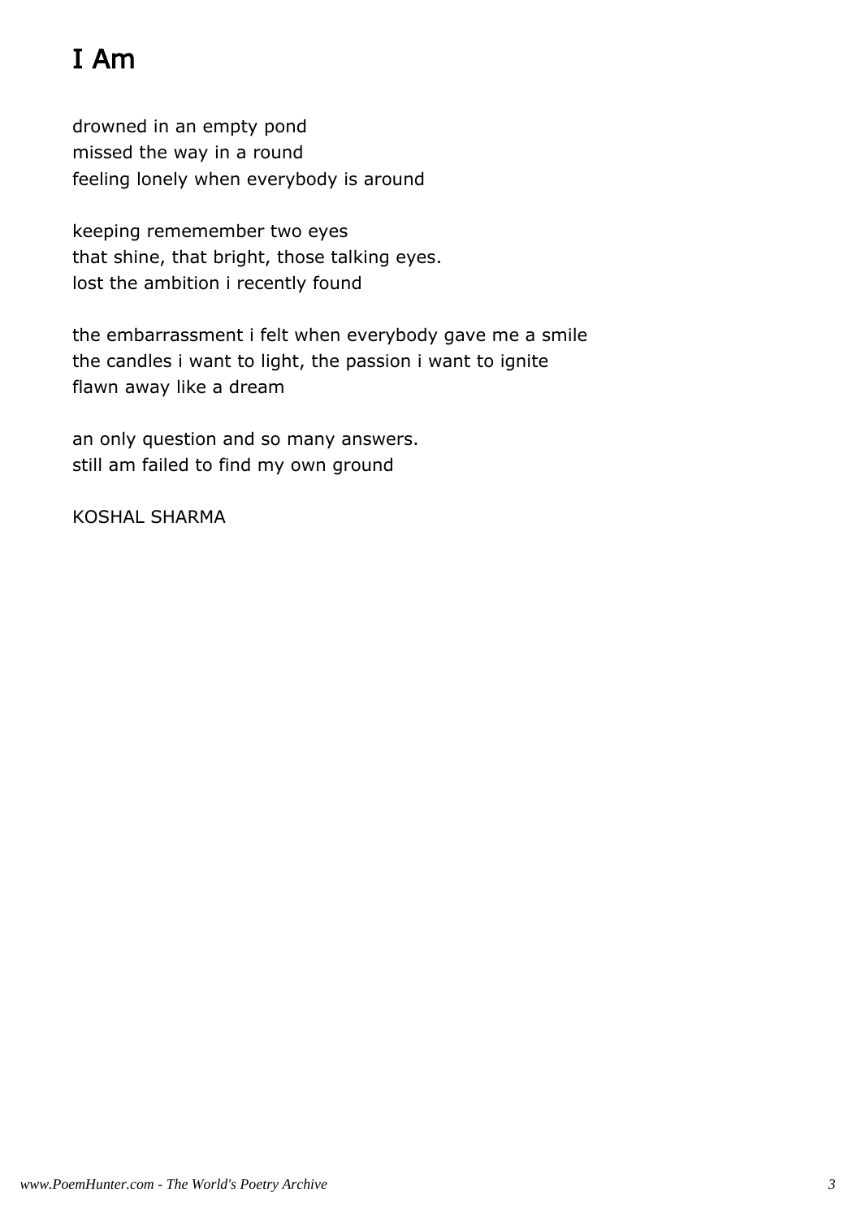# I Am

drowned in an empty pond  
missed the way in a round  
feeling lonely when everybody is around

keeping rememember two eyes  
that shine, that bright, those talking eyes.  
lost the ambition i recently found

the embarrassment i felt when everybody gave me a smile  
the candles i want to light, the passion i want to ignite  
flawn away like a dream

an only question and so many answers.  
still am failed to find my own ground

KOSHAL SHARMA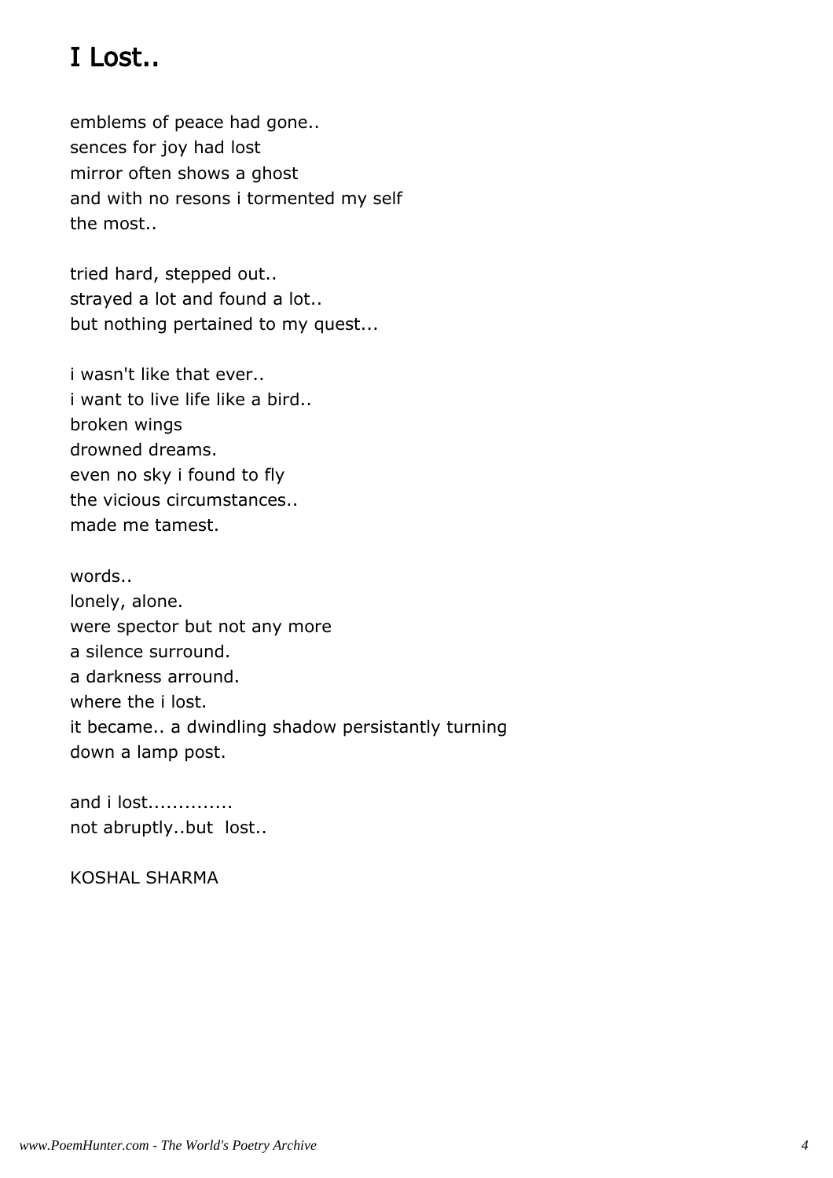# I Lost..

emblems of peace had gone..
sences for joy had lost
mirror often shows a ghost
and with no resons i tormented my self
the most..

tried hard, stepped out..
strayed a lot and found a lot..
but nothing pertained to my quest...

i wasn't like that ever..
i want to live life like a bird..
broken wings
drowned dreams.
even no sky i found to fly
the vicious circumstances..
made me tamest.

words..
lonely, alone.
were spector but not any more
a silence surround.
a darkness arround.
where the i lost.
it became.. a dwindling shadow persistantly turning
down a lamp post.

and i lost.............
not abruptly..but lost..

KOSHAL SHARMA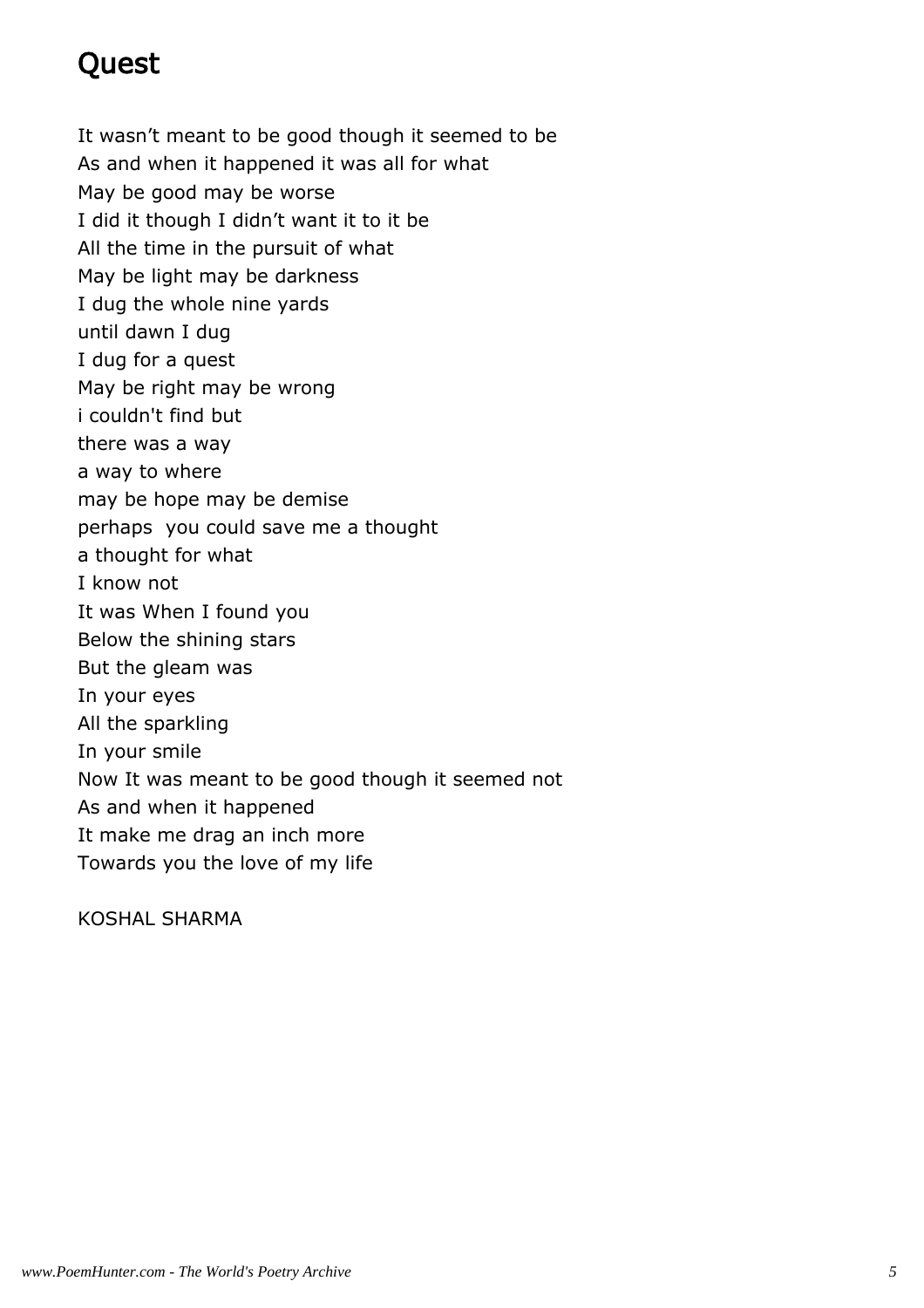# Quest

It wasn’t meant to be good though it seemed to be
As and when it happened it was all for what
May be good may be worse
I did it though I didn’t want it to it be
All the time in the pursuit of what
May be light may be darkness
I dug the whole nine yards
until dawn I dug
I dug for a quest
May be right may be wrong
i couldn't find but
there was a way
a way to where
may be hope may be demise
perhaps  you could save me a thought
a thought for what
I know not
It was When I found you
Below the shining stars
But the gleam was
In your eyes
All the sparkling
In your smile
Now It was meant to be good though it seemed not
As and when it happened
It make me drag an inch more
Towards you the love of my life

KOSHAL SHARMA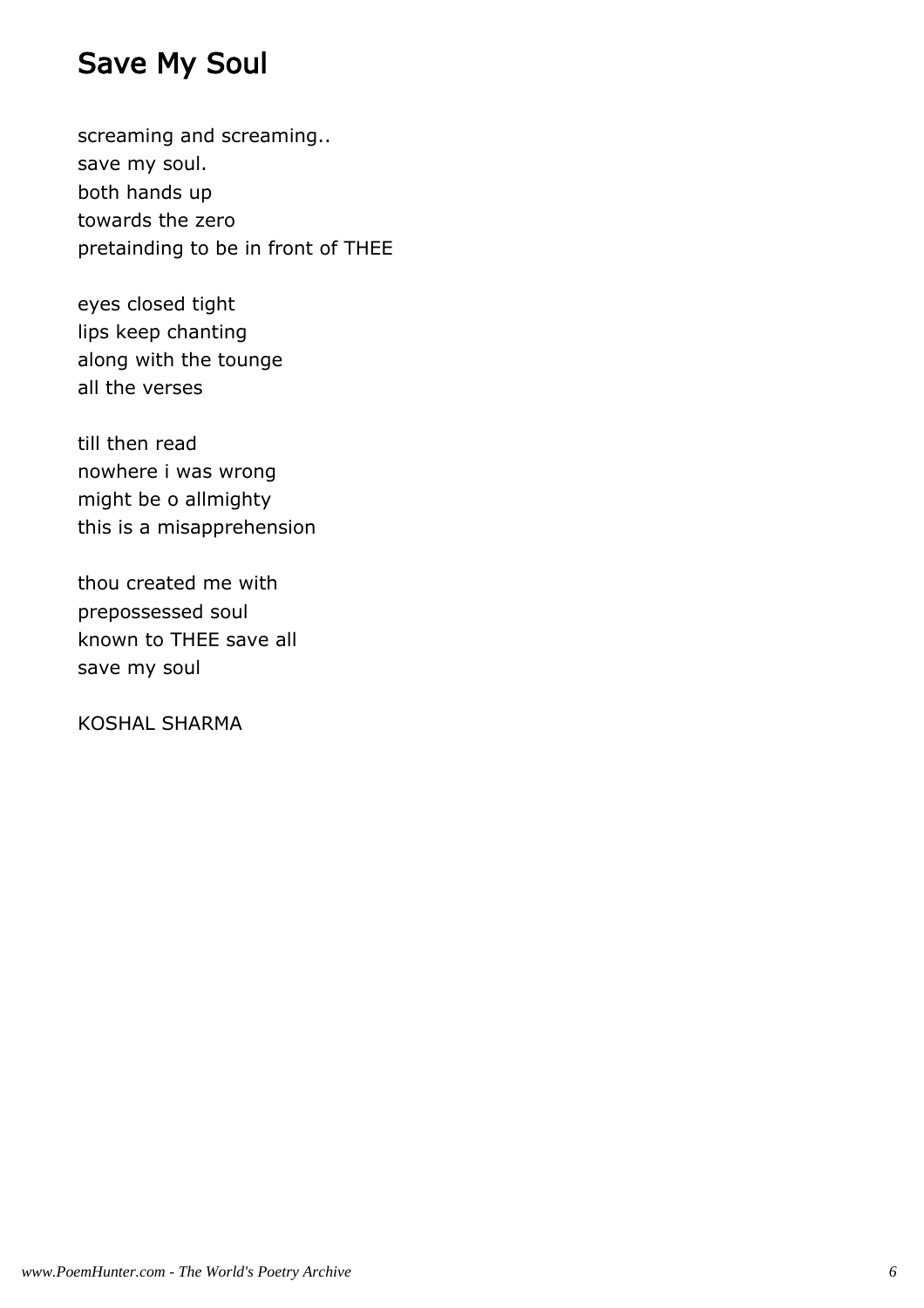# Save My Soul

screaming and screaming..  
save my soul.  
both hands up  
towards the zero  
pretainding to be in front of THEE

eyes closed tight  
lips keep chanting  
along with the tounge  
all the verses

till then read  
nowhere i was wrong  
might be o allmighty  
this is a misapprehension

thou created me with  
prepossessed soul  
known to THEE save all  
save my soul

KOSHAL SHARMA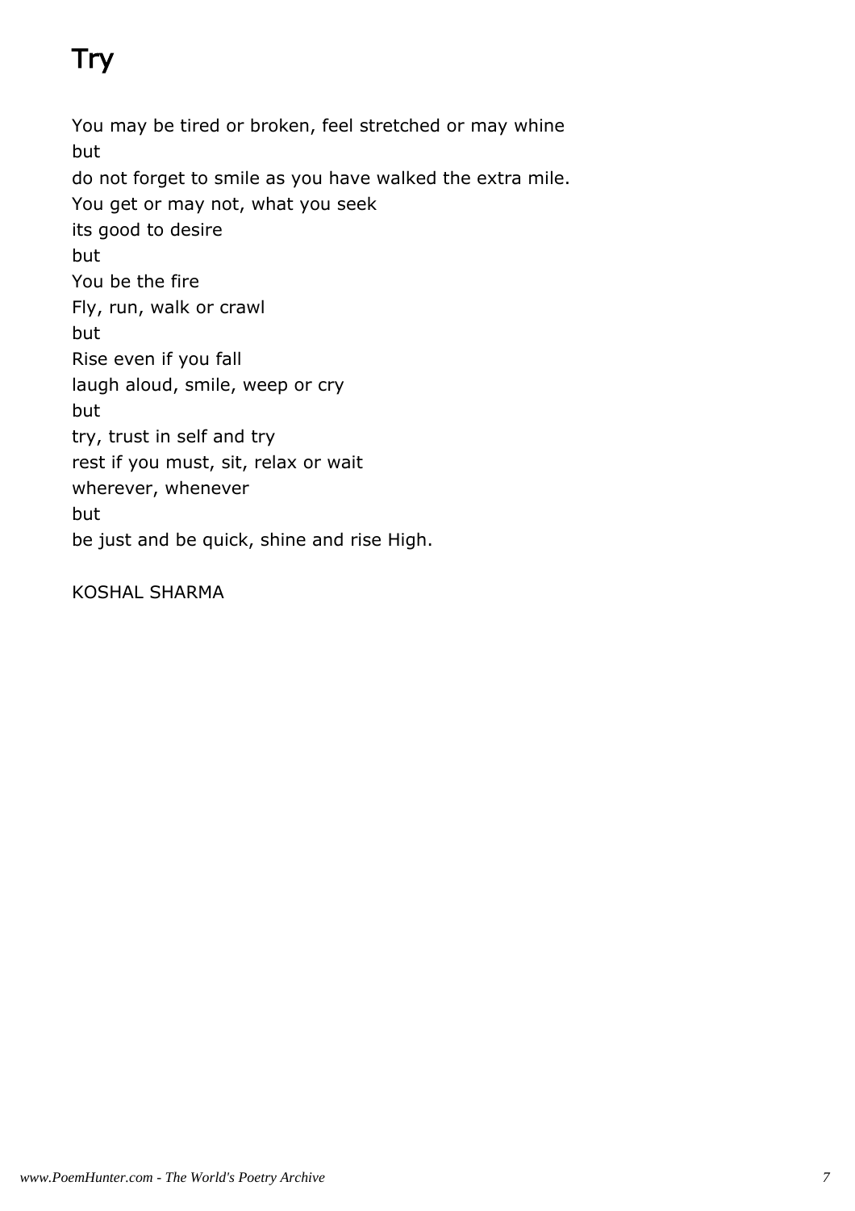# Try

You may be tired or broken, feel stretched or may whine  
but  
do not forget to smile as you have walked the extra mile.  
You get or may not, what you seek  
its good to desire  
but  
You be the fire  
Fly, run, walk or crawl  
but  
Rise even if you fall  
laugh aloud, smile, weep or cry  
but  
try, trust in self and try  
rest if you must, sit, relax or wait  
wherever, whenever  
but  
be just and be quick, shine and rise High.

KOSHAL SHARMA